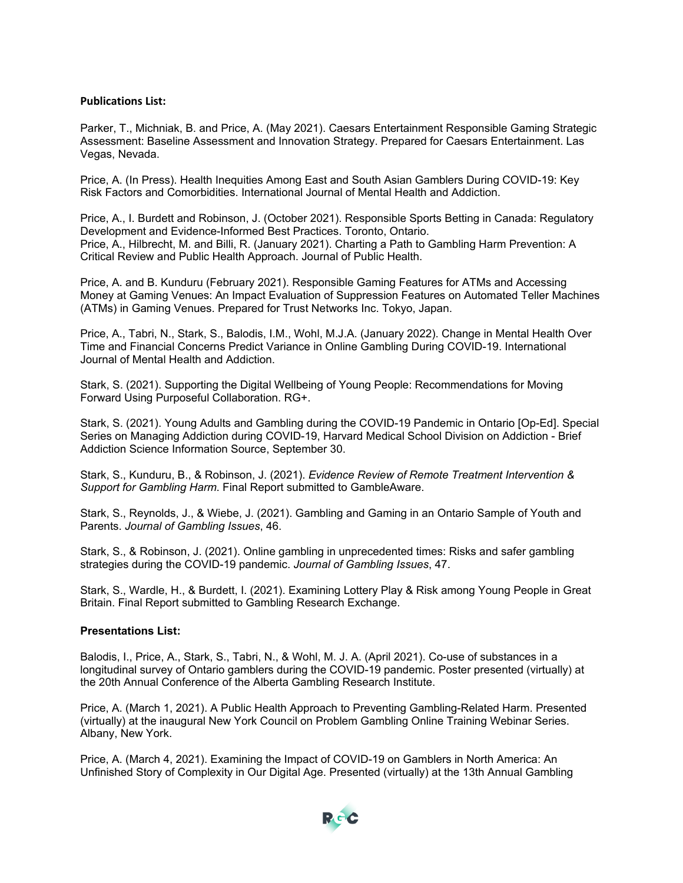**Publications List:**

Parker, T., Michniak, B. and Price, A. (May 2021). Caesars Entertainment Responsible Gaming Strategic Assessment: Baseline Assessment and Innovation Strategy. Prepared for Caesars Entertainment. Las Vegas, Nevada.

Price, A. (In Press). Health Inequities Among East and South Asian Gamblers During COVID-19: Key Risk Factors and Comorbidities. International Journal of Mental Health and Addiction.

Price, A., I. Burdett and Robinson, J. (October 2021). Responsible Sports Betting in Canada: Regulatory Development and Evidence-Informed Best Practices. Toronto, Ontario.
Price, A., Hilbrecht, M. and Billi, R. (January 2021). Charting a Path to Gambling Harm Prevention: A Critical Review and Public Health Approach. Journal of Public Health.

Price, A. and B. Kunduru (February 2021). Responsible Gaming Features for ATMs and Accessing Money at Gaming Venues: An Impact Evaluation of Suppression Features on Automated Teller Machines (ATMs) in Gaming Venues. Prepared for Trust Networks Inc. Tokyo, Japan.

Price, A., Tabri, N., Stark, S., Balodis, I.M., Wohl, M.J.A. (January 2022). Change in Mental Health Over Time and Financial Concerns Predict Variance in Online Gambling During COVID-19. International Journal of Mental Health and Addiction.

Stark, S. (2021). Supporting the Digital Wellbeing of Young People: Recommendations for Moving Forward Using Purposeful Collaboration. RG+.

Stark, S. (2021). Young Adults and Gambling during the COVID-19 Pandemic in Ontario [Op-Ed]. Special Series on Managing Addiction during COVID-19, Harvard Medical School Division on Addiction - Brief Addiction Science Information Source, September 30.

Stark, S., Kunduru, B., & Robinson, J. (2021). *Evidence Review of Remote Treatment Intervention & Support for Gambling Harm*. Final Report submitted to GambleAware.

Stark, S., Reynolds, J., & Wiebe, J. (2021). Gambling and Gaming in an Ontario Sample of Youth and Parents. *Journal of Gambling Issues*, 46.

Stark, S., & Robinson, J. (2021). Online gambling in unprecedented times: Risks and safer gambling strategies during the COVID-19 pandemic. *Journal of Gambling Issues*, 47.

Stark, S., Wardle, H., & Burdett, I. (2021). Examining Lottery Play & Risk among Young People in Great Britain. Final Report submitted to Gambling Research Exchange.

**Presentations List:**

Balodis, I., Price, A., Stark, S., Tabri, N., & Wohl, M. J. A. (April 2021). Co-use of substances in a longitudinal survey of Ontario gamblers during the COVID-19 pandemic. Poster presented (virtually) at the 20th Annual Conference of the Alberta Gambling Research Institute.

Price, A. (March 1, 2021). A Public Health Approach to Preventing Gambling-Related Harm. Presented (virtually) at the inaugural New York Council on Problem Gambling Online Training Webinar Series. Albany, New York.

Price, A. (March 4, 2021). Examining the Impact of COVID-19 on Gamblers in North America: An Unfinished Story of Complexity in Our Digital Age. Presented (virtually) at the 13th Annual Gambling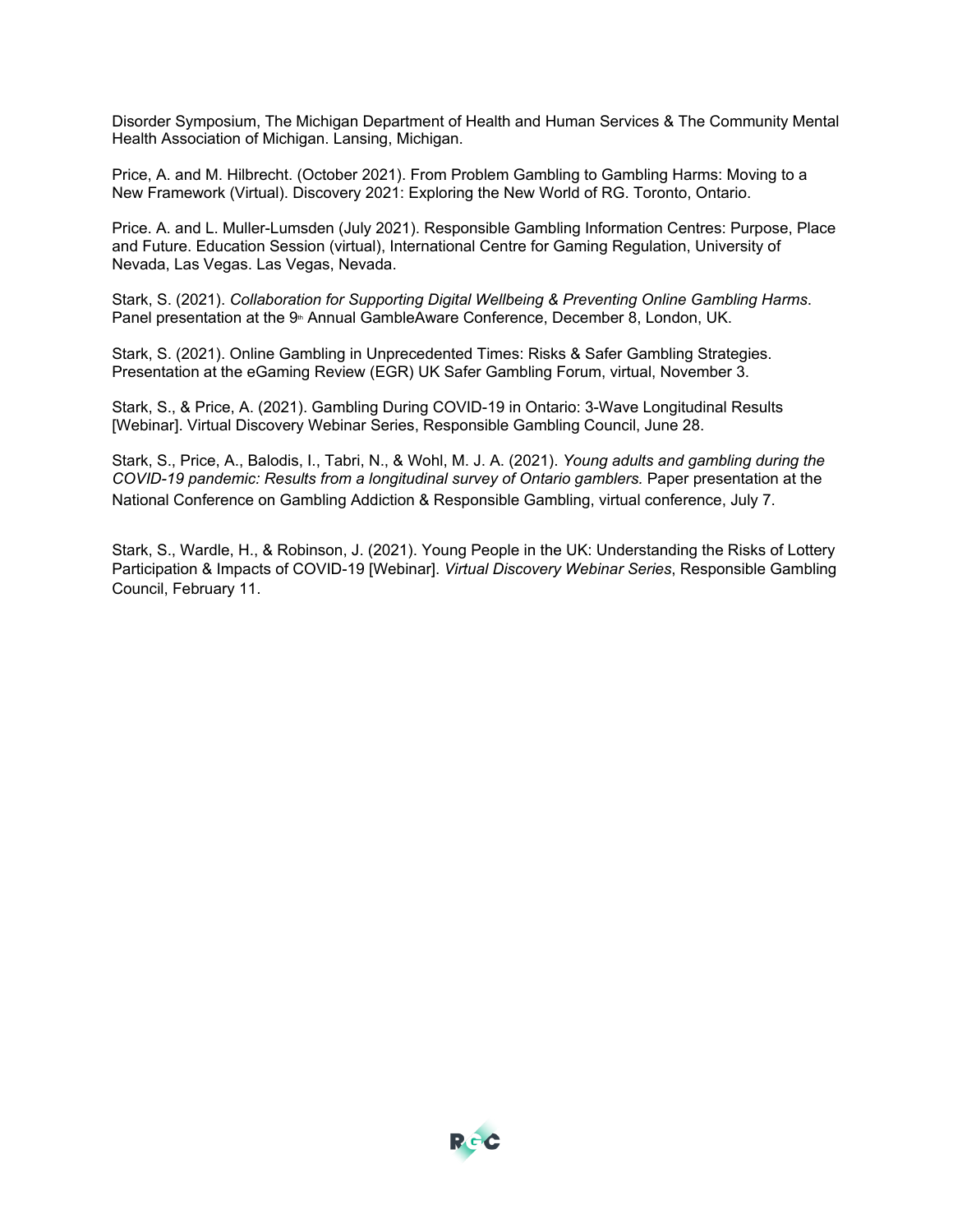Disorder Symposium, The Michigan Department of Health and Human Services & The Community Mental Health Association of Michigan. Lansing, Michigan.

Price, A. and M. Hilbrecht. (October 2021). From Problem Gambling to Gambling Harms: Moving to a New Framework (Virtual). Discovery 2021: Exploring the New World of RG. Toronto, Ontario.

Price. A. and L. Muller-Lumsden (July 2021). Responsible Gambling Information Centres: Purpose, Place and Future. Education Session (virtual), International Centre for Gaming Regulation, University of Nevada, Las Vegas. Las Vegas, Nevada.

Stark, S. (2021). *Collaboration for Supporting Digital Wellbeing & Preventing Online Gambling Harms*. Panel presentation at the 9th Annual GambleAware Conference, December 8, London, UK.

Stark, S. (2021). Online Gambling in Unprecedented Times: Risks & Safer Gambling Strategies. Presentation at the eGaming Review (EGR) UK Safer Gambling Forum, virtual, November 3.

Stark, S., & Price, A. (2021). Gambling During COVID-19 in Ontario: 3-Wave Longitudinal Results [Webinar]. Virtual Discovery Webinar Series, Responsible Gambling Council, June 28.

Stark, S., Price, A., Balodis, I., Tabri, N., & Wohl, M. J. A. (2021). *Young adults and gambling during the COVID-19 pandemic: Results from a longitudinal survey of Ontario gamblers.* Paper presentation at the National Conference on Gambling Addiction & Responsible Gambling, virtual conference, July 7.

Stark, S., Wardle, H., & Robinson, J. (2021). Young People in the UK: Understanding the Risks of Lottery Participation & Impacts of COVID-19 [Webinar]. *Virtual Discovery Webinar Series*, Responsible Gambling Council, February 11.